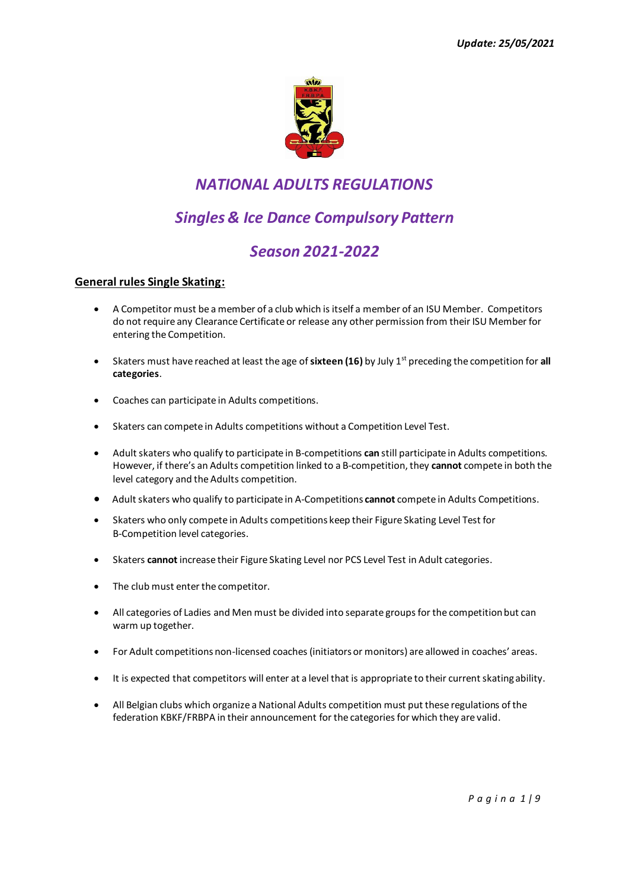*Update: 25/05/2021*

# *NATIONAL ADULTS REGULATIONS*

## *Singles & Ice Dance Compulsory Pattern*

## *Season 2021-2022*

### General rules Single Skating:

- A Competitor must be a member of a club which is itself a member of an ISU Member. Competitors do not require any Clearance Certificate or release any other permission from their ISU Member for entering the Competition.
- Skaters must have reached at least the age of **sixteen (16)** by July 1st preceding the competition for **all categories**.
- Coaches can participate in Adults competitions.
- Skaters can compete in Adults competitions without a Competition Level Test.
- Adult skaters who qualify to participate in B-competitions **can** still participate in Adults competitions. However, if there's an Adults competition linked to a B-competition, they **cannot** compete in both the level category and the Adults competition.
- Adult skaters who qualify to participate in A-Competitions **cannot** compete in Adults Competitions.
- Skaters who only compete in Adults competitions keep their Figure Skating Level Test for B-Competition level categories.
- Skaters **cannot** increase their Figure Skating Level nor PCS Level Test in Adult categories.
- The club must enter the competitor.
- All categories of Ladies and Men must be divided into separate groups for the competition but can warm up together.
- For Adult competitions non-licensed coaches (initiators or monitors) are allowed in coaches' areas.
- It is expected that competitors will enter at a level that is appropriate to their current skating ability.
- All Belgian clubs which organize a National Adults competition must put these regulations of the federation KBKF/FRBPA in their announcement for the categories for which they are valid.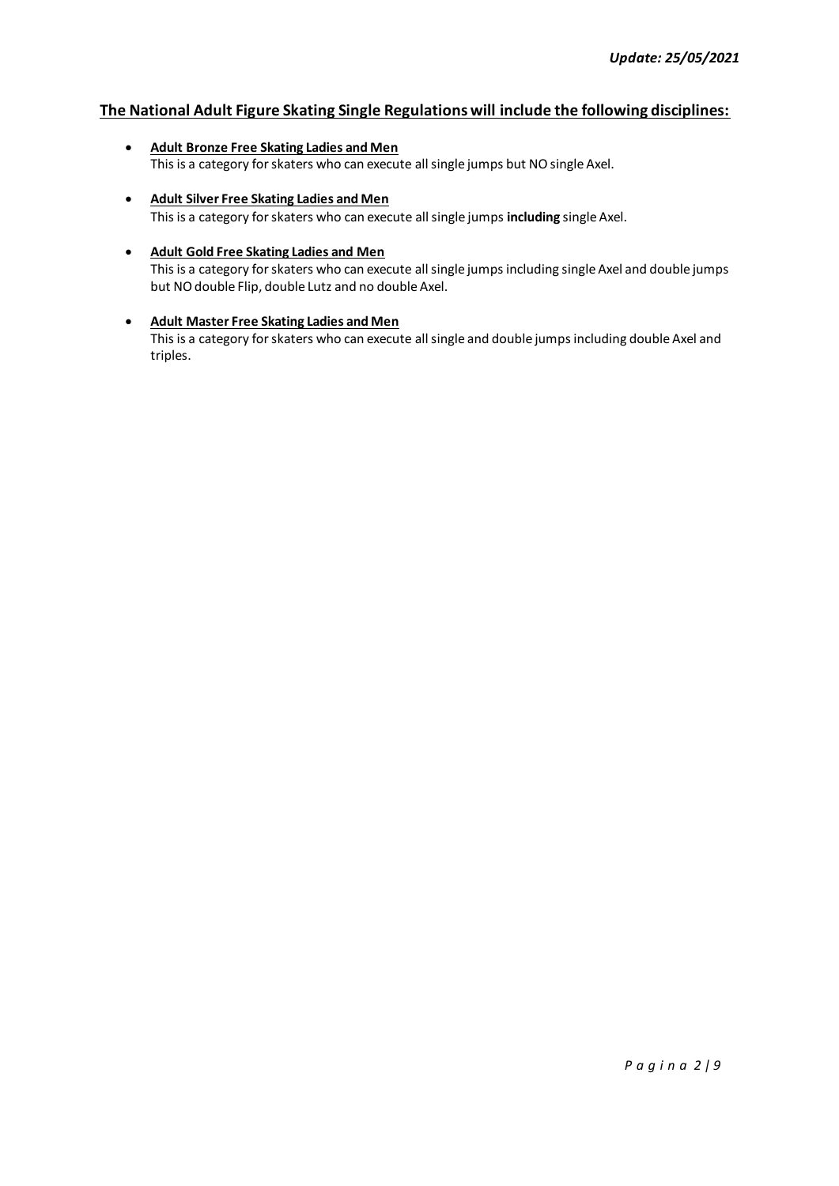*Update: 25/05/2021*

## The National Adult Figure Skating Single Regulations will include the following disciplines:

- **Adult Bronze Free Skating Ladies and Men**
  This is a category for skaters who can execute all single jumps but NO single Axel.

- **Adult Silver Free Skating Ladies and Men**
  This is a category for skaters who can execute all single jumps **including** single Axel.

- **Adult Gold Free Skating Ladies and Men**
  This is a category for skaters who can execute all single jumps including single Axel and double jumps but NO double Flip, double Lutz and no double Axel.

- **Adult Master Free Skating Ladies and Men**
  This is a category for skaters who can execute all single and double jumps including double Axel and triples.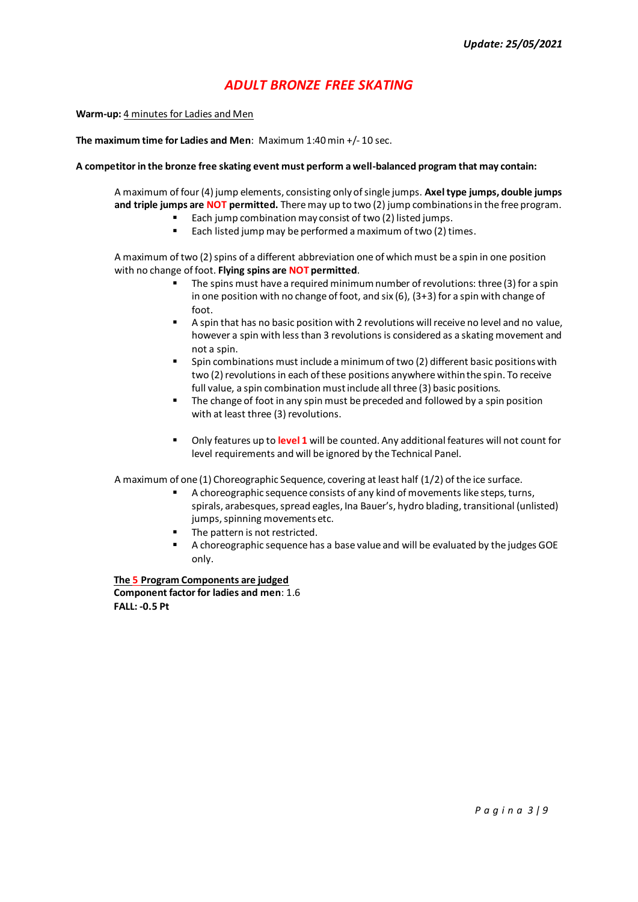*Update: 25/05/2021*

# *ADULT BRONZE FREE SKATING*

**Warm-up:** 4 minutes for Ladies and Men

**The maximum time for Ladies and Men**: Maximum 1:40 min +/- 10 sec.

**A competitor in the bronze free skating event must perform a well-balanced program that may contain:**

A maximum of four (4) jump elements, consisting only of single jumps. **Axel type jumps, double jumps and triple jumps are NOT permitted.** There may up to two (2) jump combinations in the free program.

- Each jump combination may consist of two (2) listed jumps.
- Each listed jump may be performed a maximum of two (2) times.

A maximum of two (2) spins of a different abbreviation one of which must be a spin in one position with no change of foot. **Flying spins are NOT permitted**.

- The spins must have a required minimum number of revolutions: three (3) for a spin in one position with no change of foot, and six (6), (3+3) for a spin with change of foot.
- A spin that has no basic position with 2 revolutions will receive no level and no value, however a spin with less than 3 revolutions is considered as a skating movement and not a spin.
- Spin combinations must include a minimum of two (2) different basic positions with two (2) revolutions in each of these positions anywhere within the spin. To receive full value, a spin combination must include all three (3) basic positions.
- The change of foot in any spin must be preceded and followed by a spin position with at least three (3) revolutions.
- Only features up to **level 1** will be counted. Any additional features will not count for level requirements and will be ignored by the Technical Panel.

A maximum of one (1) Choreographic Sequence, covering at least half (1/2) of the ice surface.

- A choreographic sequence consists of any kind of movements like steps, turns, spirals, arabesques, spread eagles, Ina Bauer's, hydro blading, transitional (unlisted) jumps, spinning movements etc.
- The pattern is not restricted.
- A choreographic sequence has a base value and will be evaluated by the judges GOE only.

**The 5 Program Components are judged**
**Component factor for ladies and men**: 1.6
**FALL: -0.5 Pt**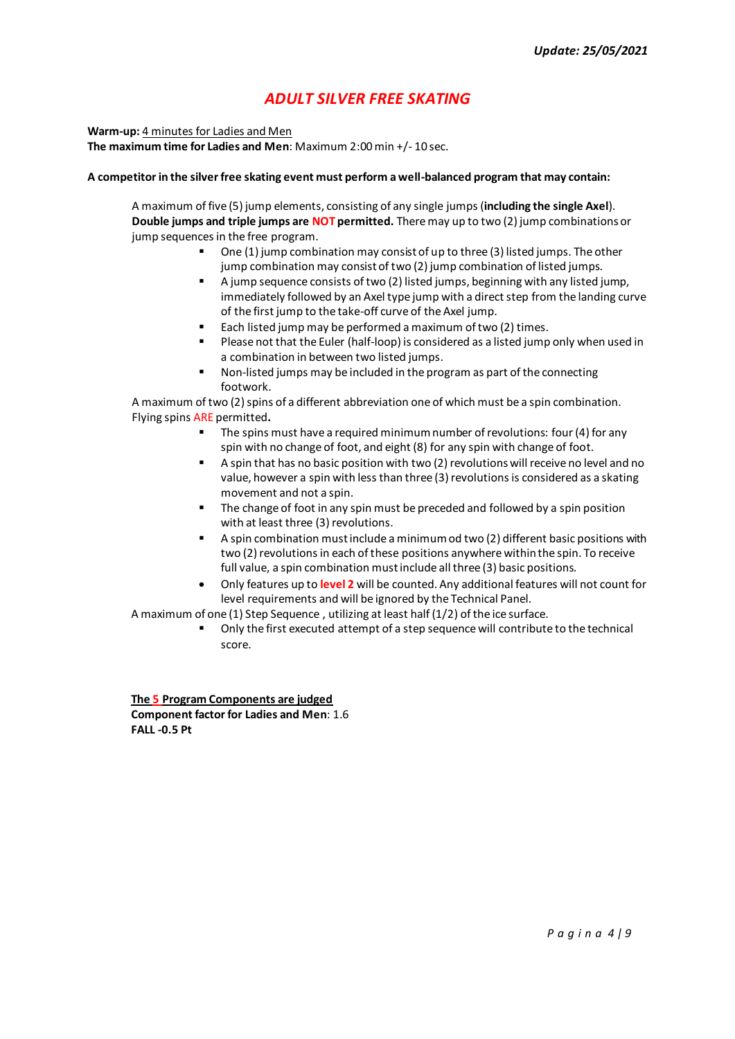*Update: 25/05/2021*

# *ADULT SILVER FREE SKATING*

**Warm-up:** 4 minutes for Ladies and Men
**The maximum time for Ladies and Men**: Maximum 2:00 min +/- 10 sec.

**A competitor in the silver free skating event must perform a well-balanced program that may contain:**

A maximum of five (5) jump elements, consisting of any single jumps (**including the single Axel**). **Double jumps and triple jumps are NOT permitted.** There may up to two (2) jump combinations or jump sequences in the free program.

- One (1) jump combination may consist of up to three (3) listed jumps. The other jump combination may consist of two (2) jump combination of listed jumps.
- A jump sequence consists of two (2) listed jumps, beginning with any listed jump, immediately followed by an Axel type jump with a direct step from the landing curve of the first jump to the take-off curve of the Axel jump.
- Each listed jump may be performed a maximum of two (2) times.
- Please not that the Euler (half-loop) is considered as a listed jump only when used in a combination in between two listed jumps.
- Non-listed jumps may be included in the program as part of the connecting footwork.

A maximum of two (2) spins of a different abbreviation one of which must be a spin combination. Flying spins ARE permitted**.**

- The spins must have a required minimum number of revolutions: four (4) for any spin with no change of foot, and eight (8) for any spin with change of foot.
- A spin that has no basic position with two (2) revolutions will receive no level and no value, however a spin with less than three (3) revolutions is considered as a skating movement and not a spin.
- The change of foot in any spin must be preceded and followed by a spin position with at least three (3) revolutions.
- A spin combination must include a minimum od two (2) different basic positions with two (2) revolutions in each of these positions anywhere within the spin. To receive full value, a spin combination must include all three (3) basic positions.
- Only features up to **level 2** will be counted. Any additional features will not count for level requirements and will be ignored by the Technical Panel.

A maximum of one (1) Step Sequence , utilizing at least half (1/2) of the ice surface.

- Only the first executed attempt of a step sequence will contribute to the technical score.

**The 5 Program Components are judged**
**Component factor for Ladies and Men**: 1.6
**FALL -0.5 Pt**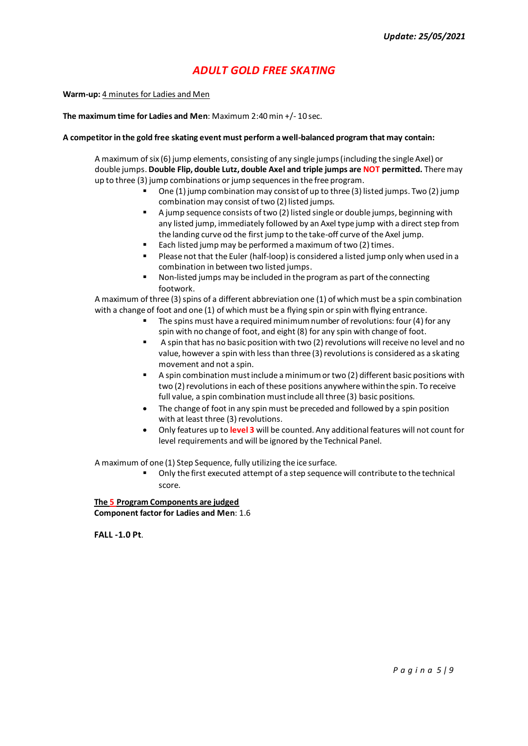*Update: 25/05/2021*

# *ADULT GOLD FREE SKATING*

**Warm-up:** 4 minutes for Ladies and Men

**The maximum time for Ladies and Men**: Maximum 2:40 min +/- 10 sec.

**A competitor in the gold free skating event must perform a well-balanced program that may contain:**

A maximum of six (6) jump elements, consisting of any single jumps (including the single Axel) or double jumps. **Double Flip, double Lutz, double Axel and triple jumps are NOT permitted.** There may up to three (3) jump combinations or jump sequences in the free program.

- One (1) jump combination may consist of up to three (3) listed jumps. Two (2) jump combination may consist of two (2) listed jumps.
- A jump sequence consists of two (2) listed single or double jumps, beginning with any listed jump, immediately followed by an Axel type jump with a direct step from the landing curve od the first jump to the take-off curve of the Axel jump.
- Each listed jump may be performed a maximum of two (2) times.
- Please not that the Euler (half-loop) is considered a listed jump only when used in a combination in between two listed jumps.
- Non-listed jumps may be included in the program as part of the connecting footwork.

A maximum of three (3) spins of a different abbreviation one (1) of which must be a spin combination with a change of foot and one (1) of which must be a flying spin or spin with flying entrance.

- The spins must have a required minimum number of revolutions: four (4) for any spin with no change of foot, and eight (8) for any spin with change of foot.
- A spin that has no basic position with two (2) revolutions will receive no level and no value, however a spin with less than three (3) revolutions is considered as a skating movement and not a spin.
- A spin combination must include a minimum or two (2) different basic positions with two (2) revolutions in each of these positions anywhere within the spin. To receive full value, a spin combination must include all three (3) basic positions.
- The change of foot in any spin must be preceded and followed by a spin position with at least three (3) revolutions.
- Only features up to **level 3** will be counted. Any additional features will not count for level requirements and will be ignored by the Technical Panel.

A maximum of one (1) Step Sequence, fully utilizing the ice surface.

- Only the first executed attempt of a step sequence will contribute to the technical score.

**The 5 Program Components are judged**
**Component factor for Ladies and Men**: 1.6

**FALL -1.0 Pt**.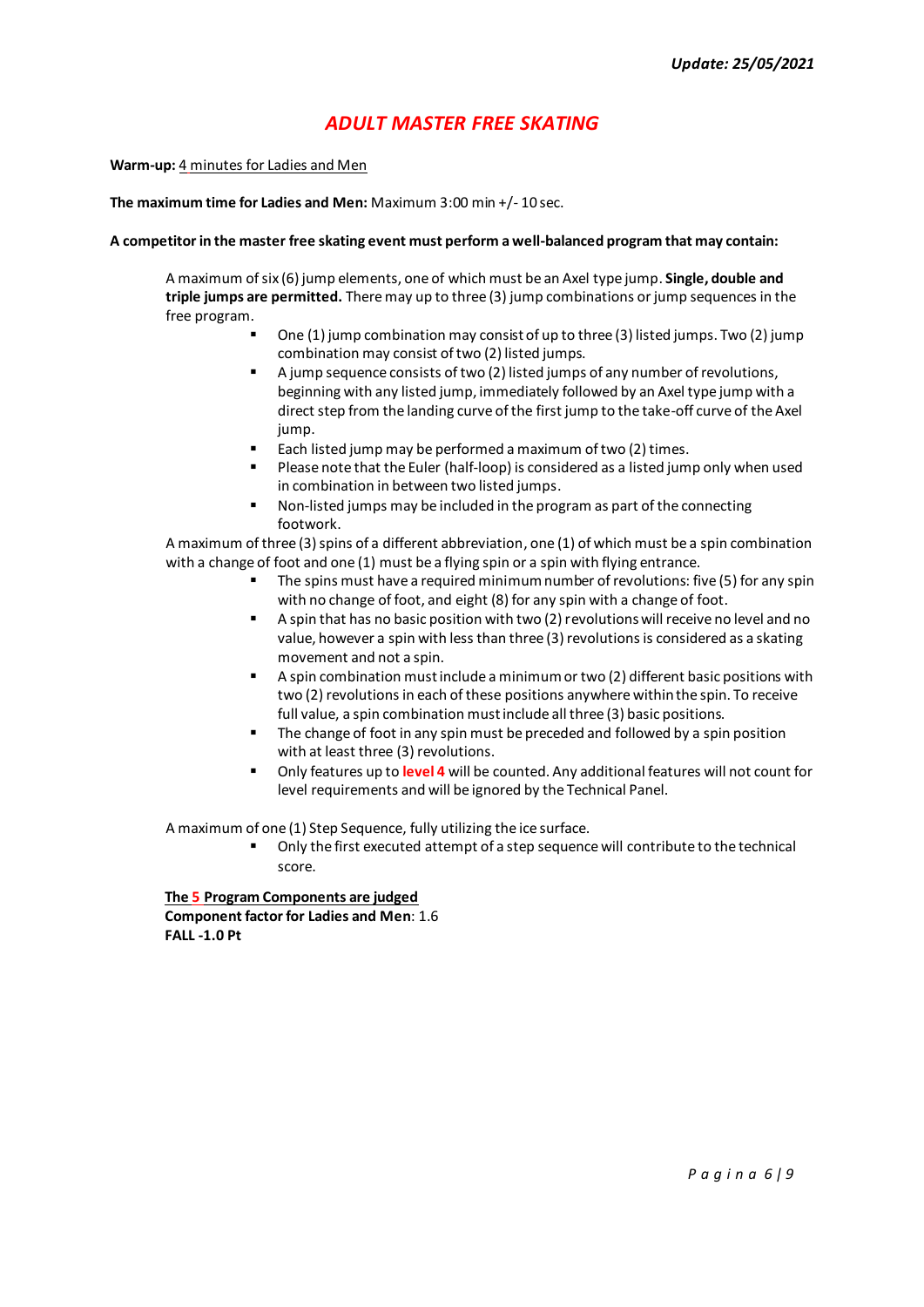*Update: 25/05/2021*

# *ADULT MASTER FREE SKATING*

**Warm-up:** 4 minutes for Ladies and Men

**The maximum time for Ladies and Men:** Maximum 3:00 min +/- 10 sec.

**A competitor in the master free skating event must perform a well-balanced program that may contain:**

A maximum of six (6) jump elements, one of which must be an Axel type jump. **Single, double and triple jumps are permitted.** There may up to three (3) jump combinations or jump sequences in the free program.

- One (1) jump combination may consist of up to three (3) listed jumps. Two (2) jump combination may consist of two (2) listed jumps.
- A jump sequence consists of two (2) listed jumps of any number of revolutions, beginning with any listed jump, immediately followed by an Axel type jump with a direct step from the landing curve of the first jump to the take-off curve of the Axel jump.
- Each listed jump may be performed a maximum of two (2) times.
- Please note that the Euler (half-loop) is considered as a listed jump only when used in combination in between two listed jumps.
- Non-listed jumps may be included in the program as part of the connecting footwork.

A maximum of three (3) spins of a different abbreviation, one (1) of which must be a spin combination with a change of foot and one (1) must be a flying spin or a spin with flying entrance.

- The spins must have a required minimum number of revolutions: five (5) for any spin with no change of foot, and eight (8) for any spin with a change of foot.
- A spin that has no basic position with two (2) revolutions will receive no level and no value, however a spin with less than three (3) revolutions is considered as a skating movement and not a spin.
- A spin combination must include a minimum or two (2) different basic positions with two (2) revolutions in each of these positions anywhere within the spin. To receive full value, a spin combination must include all three (3) basic positions.
- The change of foot in any spin must be preceded and followed by a spin position with at least three (3) revolutions.
- Only features up to **level 4** will be counted. Any additional features will not count for level requirements and will be ignored by the Technical Panel.

A maximum of one (1) Step Sequence, fully utilizing the ice surface.

- Only the first executed attempt of a step sequence will contribute to the technical score.

**The 5 Program Components are judged**
**Component factor for Ladies and Men**: 1.6
**FALL -1.0 Pt**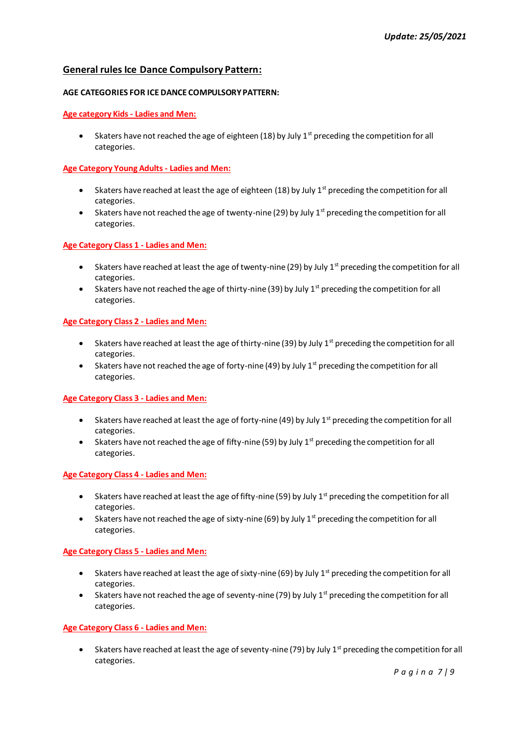*Update: 25/05/2021*

## General rules Ice Dance Compulsory Pattern:

**AGE CATEGORIES FOR ICE DANCE COMPULSORY PATTERN:**

**Age category Kids - Ladies and Men:**

- Skaters have not reached the age of eighteen (18) by July 1st preceding the competition for all categories.

**Age Category Young Adults - Ladies and Men:**

- Skaters have reached at least the age of eighteen (18) by July 1st preceding the competition for all categories.
- Skaters have not reached the age of twenty-nine (29) by July 1st preceding the competition for all categories.

**Age Category Class 1 - Ladies and Men:**

- Skaters have reached at least the age of twenty-nine (29) by July 1st preceding the competition for all categories.
- Skaters have not reached the age of thirty-nine (39) by July 1st preceding the competition for all categories.

**Age Category Class 2 - Ladies and Men:**

- Skaters have reached at least the age of thirty-nine (39) by July 1st preceding the competition for all categories.
- Skaters have not reached the age of forty-nine (49) by July 1st preceding the competition for all categories.

**Age Category Class 3 - Ladies and Men:**

- Skaters have reached at least the age of forty-nine (49) by July 1st preceding the competition for all categories.
- Skaters have not reached the age of fifty-nine (59) by July 1st preceding the competition for all categories.

**Age Category Class 4 - Ladies and Men:**

- Skaters have reached at least the age of fifty-nine (59) by July 1st preceding the competition for all categories.
- Skaters have not reached the age of sixty-nine (69) by July 1st preceding the competition for all categories.

**Age Category Class 5 - Ladies and Men:**

- Skaters have reached at least the age of sixty-nine (69) by July 1st preceding the competition for all categories.
- Skaters have not reached the age of seventy-nine (79) by July 1st preceding the competition for all categories.

**Age Category Class 6 - Ladies and Men:**

- Skaters have reached at least the age of seventy-nine (79) by July 1st preceding the competition for all categories.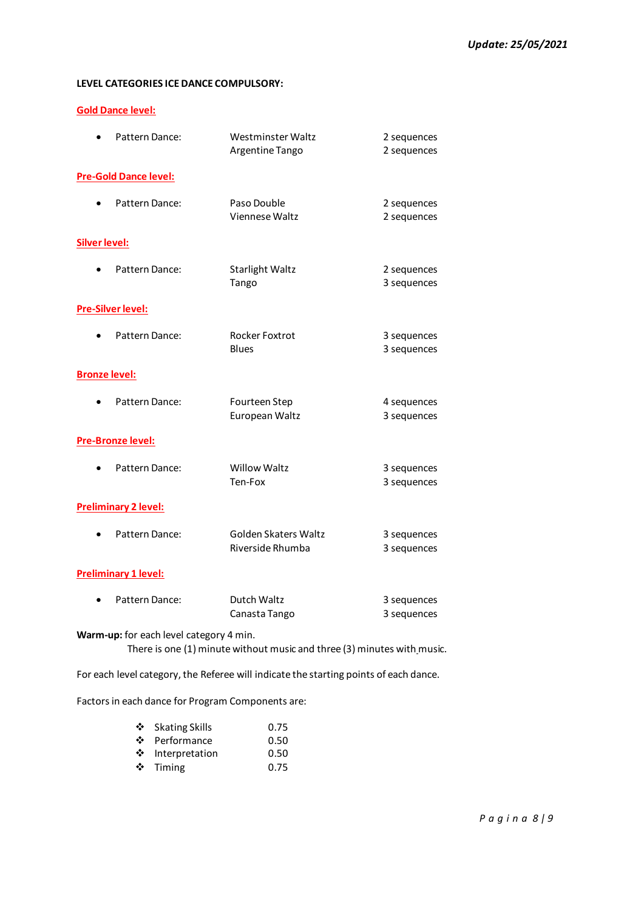***Update: 25/05/2021***

**LEVEL CATEGORIES ICE DANCE COMPULSORY:**

**Gold Dance level:**

- Pattern Dance:

| | | |
|---|---|---|
| Pattern Dance: | Westminster Waltz | 2 sequences |
| | Argentine Tango | 2 sequences |

**Pre-Gold Dance level:**

| | | |
|---|---|---|
| Pattern Dance: | Paso Double | 2 sequences |
| | Viennese Waltz | 2 sequences |

**Silver level:**

| | | |
|---|---|---|
| Pattern Dance: | Starlight Waltz | 2 sequences |
| | Tango | 3 sequences |

**Pre-Silver level:**

| | | |
|---|---|---|
| Pattern Dance: | Rocker Foxtrot | 3 sequences |
| | Blues | 3 sequences |

**Bronze level:**

| | | |
|---|---|---|
| Pattern Dance: | Fourteen Step | 4 sequences |
| | European Waltz | 3 sequences |

**Pre-Bronze level:**

| | | |
|---|---|---|
| Pattern Dance: | Willow Waltz | 3 sequences |
| | Ten-Fox | 3 sequences |

**Preliminary 2 level:**

| | | |
|---|---|---|
| Pattern Dance: | Golden Skaters Waltz | 3 sequences |
| | Riverside Rhumba | 3 sequences |

**Preliminary 1 level:**

| | | |
|---|---|---|
| Pattern Dance: | Dutch Waltz | 3 sequences |
| | Canasta Tango | 3 sequences |

**Warm-up:** for each level category 4 min.
There is one (1) minute without music and three (3) minutes with music.

For each level category, the Referee will indicate the starting points of each dance.

Factors in each dance for Program Components are:

- Skating Skills 0.75
- Performance 0.50
- Interpretation 0.50
- Timing 0.75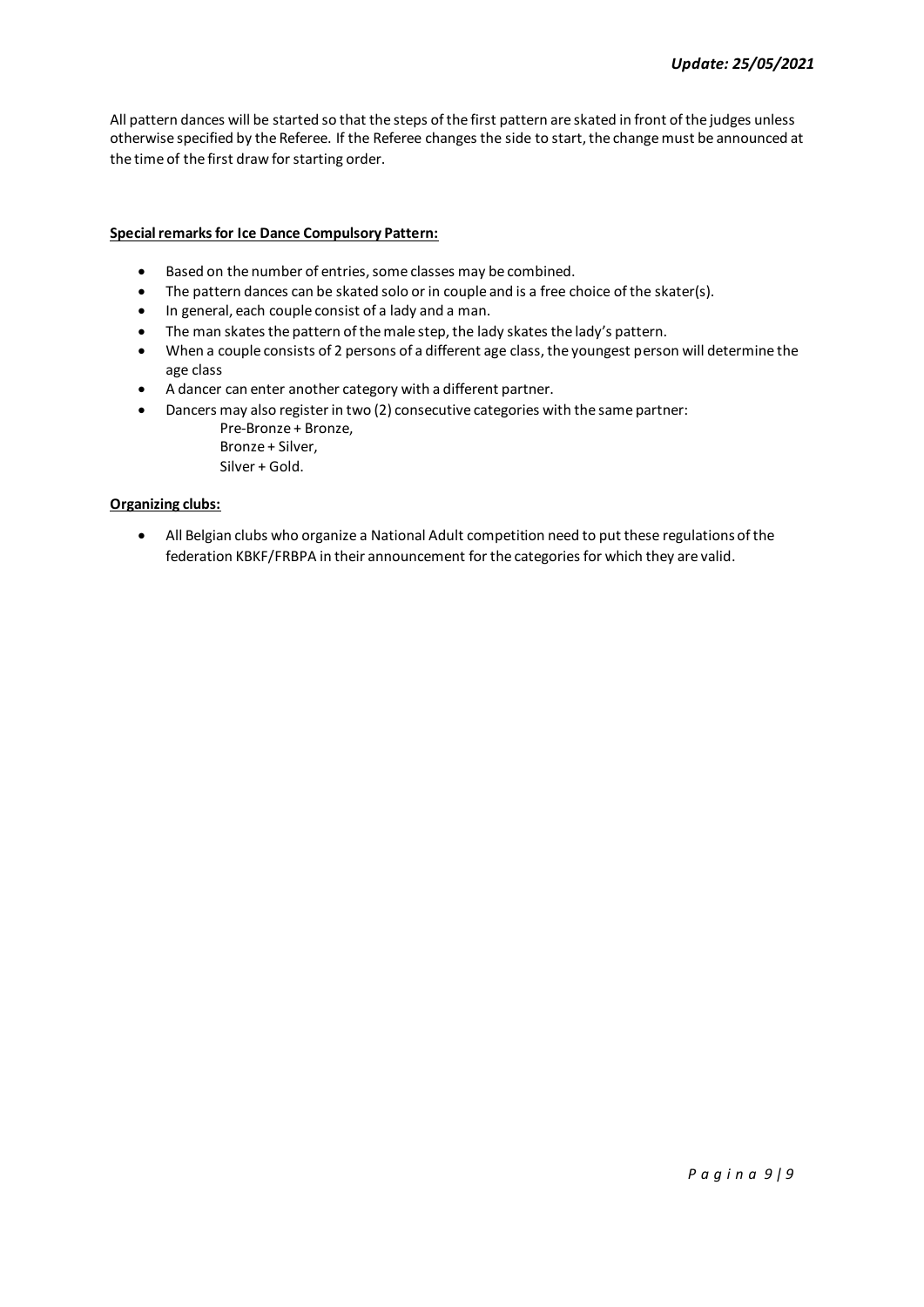All pattern dances will be started so that the steps of the first pattern are skated in front of the judges unless otherwise specified by the Referee. If the Referee changes the side to start, the change must be announced at the time of the first draw for starting order.

**Special remarks for Ice Dance Compulsory Pattern:**

- Based on the number of entries, some classes may be combined.
- The pattern dances can be skated solo or in couple and is a free choice of the skater(s).
- In general, each couple consist of a lady and a man.
- The man skates the pattern of the male step, the lady skates the lady's pattern.
- When a couple consists of 2 persons of a different age class, the youngest person will determine the age class
- A dancer can enter another category with a different partner.
- Dancers may also register in two (2) consecutive categories with the same partner:
  - Pre-Bronze + Bronze,
  - Bronze + Silver,
  - Silver + Gold.

**Organizing clubs:**

- All Belgian clubs who organize a National Adult competition need to put these regulations of the federation KBKF/FRBPA in their announcement for the categories for which they are valid.